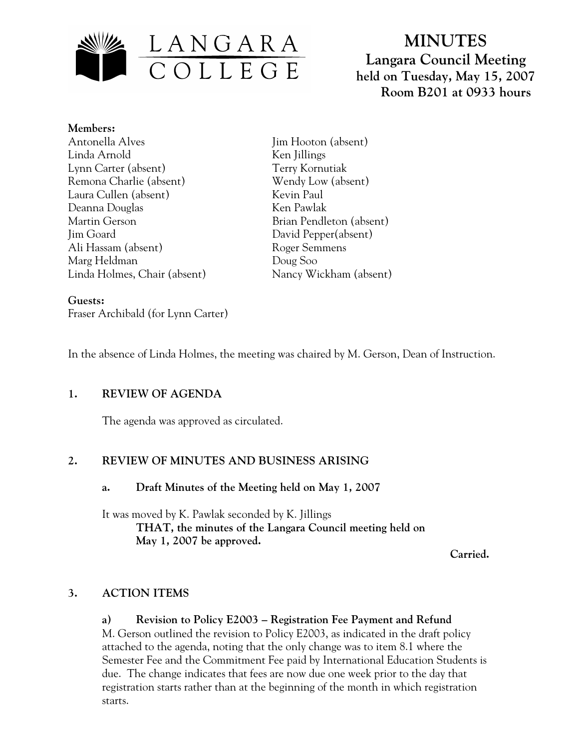# MINUTES

## Langara Council Meeting
**held on Tuesday, May 15, 2007**
**Room B201 at 0933 hours**

**Members:**

Antonella Alves
Linda Arnold
Lynn Carter (absent)
Remona Charlie (absent)
Laura Cullen (absent)
Deanna Douglas
Martin Gerson
Jim Goard
Ali Hassam (absent)
Marg Heldman
Linda Holmes, Chair (absent)
Jim Hooton (absent)
Ken Jillings
Terry Kornutiak
Wendy Low (absent)
Kevin Paul
Ken Pawlak
Brian Pendleton (absent)
David Pepper(absent)
Roger Semmens
Doug Soo
Nancy Wickham (absent)

**Guests:**
Fraser Archibald (for Lynn Carter)

In the absence of Linda Holmes, the meeting was chaired by M. Gerson, Dean of Instruction.

## 1. REVIEW OF AGENDA

The agenda was approved as circulated.

## 2. REVIEW OF MINUTES AND BUSINESS ARISING

### a. Draft Minutes of the Meeting held on May 1, 2007

It was moved by K. Pawlak seconded by K. Jillings

**THAT, the minutes of the Langara Council meeting held on May 1, 2007 be approved.**

**Carried.**

## 3. ACTION ITEMS

### a) Revision to Policy E2003 – Registration Fee Payment and Refund

M. Gerson outlined the revision to Policy E2003, as indicated in the draft policy attached to the agenda, noting that the only change was to item 8.1 where the Semester Fee and the Commitment Fee paid by International Education Students is due. The change indicates that fees are now due one week prior to the day that registration starts rather than at the beginning of the month in which registration starts.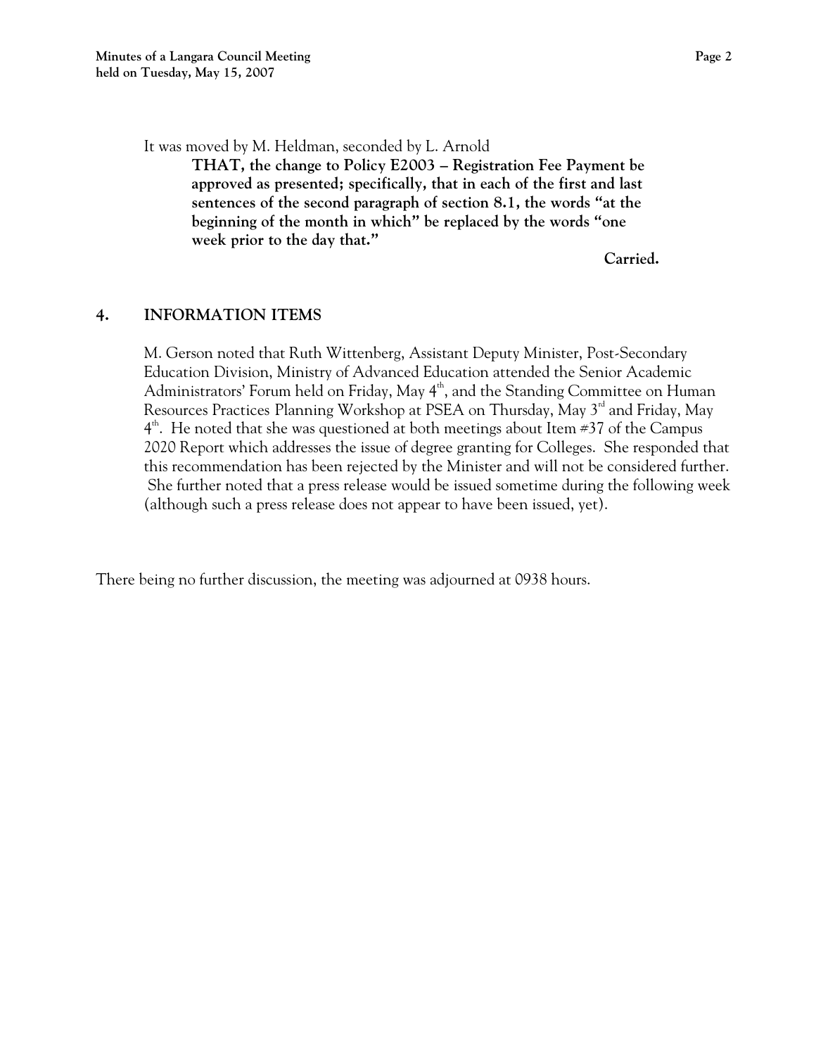It was moved by M. Heldman, seconded by L. Arnold

> **THAT, the change to Policy E2003 – Registration Fee Payment be approved as presented; specifically, that in each of the first and last sentences of the second paragraph of section 8.1, the words "at the beginning of the month in which" be replaced by the words "one week prior to the day that."**
>
> **Carried.**

## 4. INFORMATION ITEMS

M. Gerson noted that Ruth Wittenberg, Assistant Deputy Minister, Post-Secondary Education Division, Ministry of Advanced Education attended the Senior Academic Administrators' Forum held on Friday, May 4th, and the Standing Committee on Human Resources Practices Planning Workshop at PSEA on Thursday, May 3rd and Friday, May 4th. He noted that she was questioned at both meetings about Item #37 of the Campus 2020 Report which addresses the issue of degree granting for Colleges. She responded that this recommendation has been rejected by the Minister and will not be considered further. She further noted that a press release would be issued sometime during the following week (although such a press release does not appear to have been issued, yet).

There being no further discussion, the meeting was adjourned at 0938 hours.